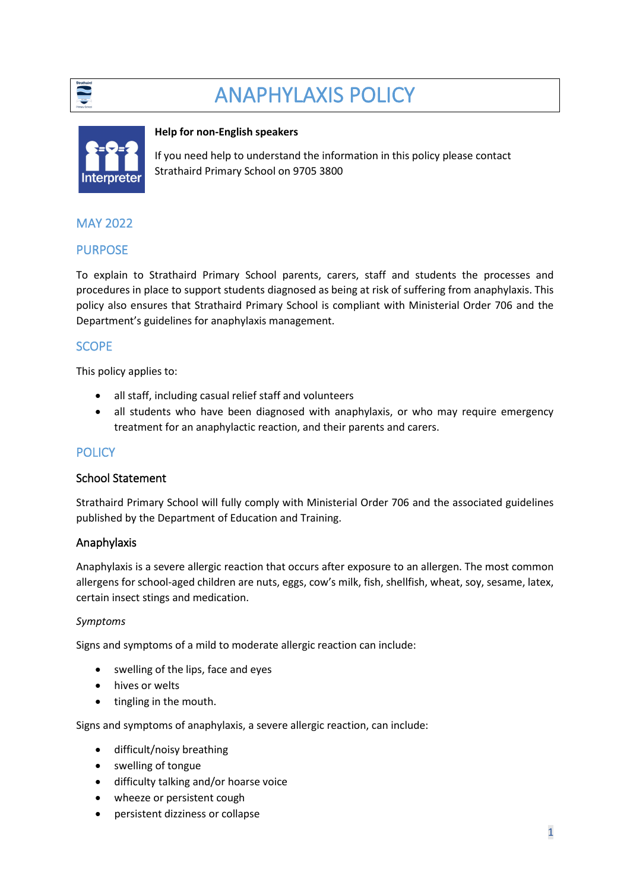# ANAPHYLAXIS POLICY

**Help for non-English speakers**

If you need help to understand the information in this policy please contact Strathaird Primary School on 9705 3800

## MAY 2022

## PURPOSE

To explain to Strathaird Primary School parents, carers, staff and students the processes and procedures in place to support students diagnosed as being at risk of suffering from anaphylaxis. This policy also ensures that Strathaird Primary School is compliant with Ministerial Order 706 and the Department's guidelines for anaphylaxis management.

## SCOPE

This policy applies to:

- all staff, including casual relief staff and volunteers
- all students who have been diagnosed with anaphylaxis, or who may require emergency treatment for an anaphylactic reaction, and their parents and carers.

## POLICY

### School Statement

Strathaird Primary School will fully comply with Ministerial Order 706 and the associated guidelines published by the Department of Education and Training.

### Anaphylaxis

Anaphylaxis is a severe allergic reaction that occurs after exposure to an allergen. The most common allergens for school-aged children are nuts, eggs, cow's milk, fish, shellfish, wheat, soy, sesame, latex, certain insect stings and medication.

*Symptoms*

Signs and symptoms of a mild to moderate allergic reaction can include:

- swelling of the lips, face and eyes
- hives or welts
- tingling in the mouth.

Signs and symptoms of anaphylaxis, a severe allergic reaction, can include:

- difficult/noisy breathing
- swelling of tongue
- difficulty talking and/or hoarse voice
- wheeze or persistent cough
- persistent dizziness or collapse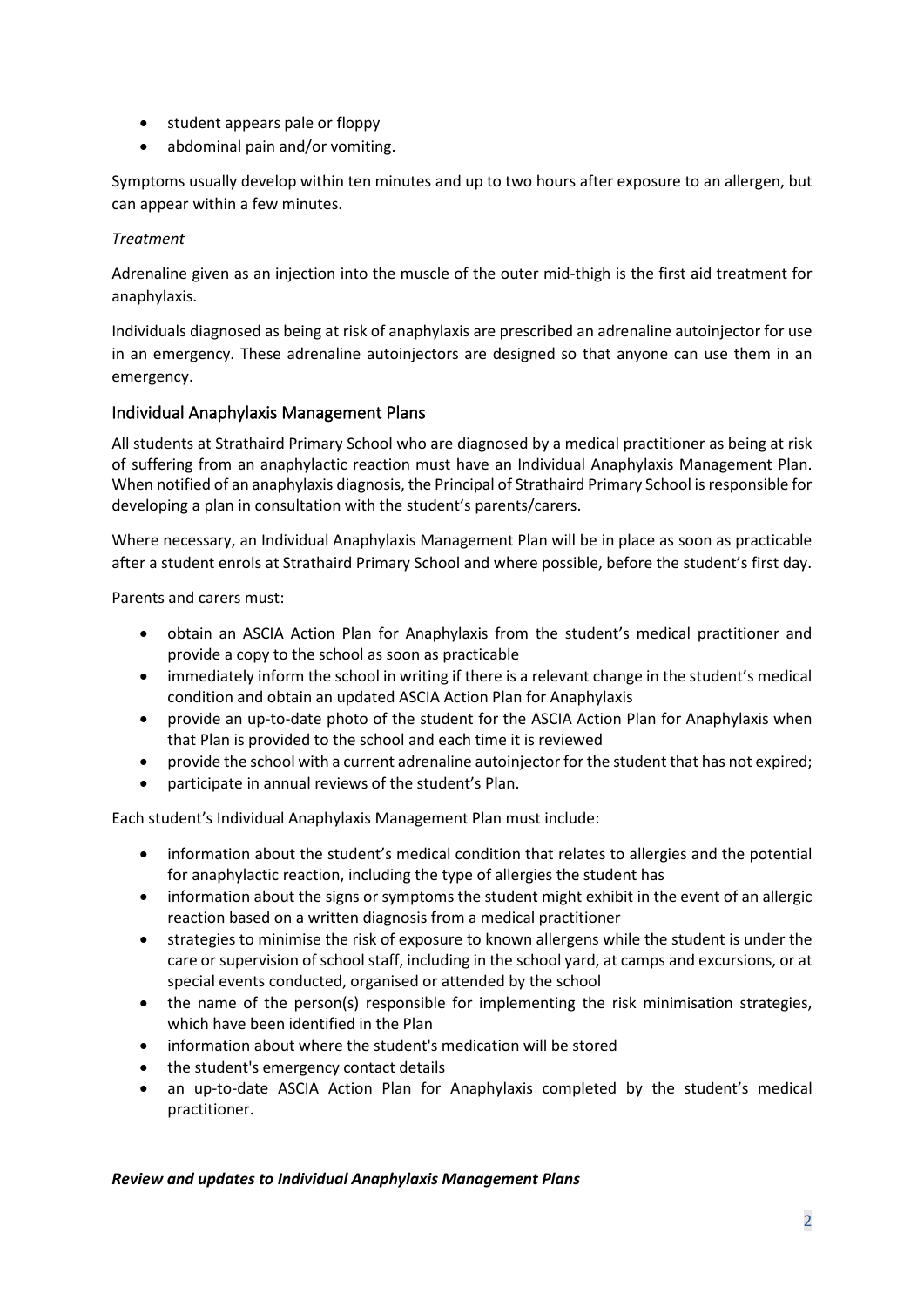- student appears pale or floppy
- abdominal pain and/or vomiting.

Symptoms usually develop within ten minutes and up to two hours after exposure to an allergen, but can appear within a few minutes.

*Treatment*

Adrenaline given as an injection into the muscle of the outer mid-thigh is the first aid treatment for anaphylaxis.

Individuals diagnosed as being at risk of anaphylaxis are prescribed an adrenaline autoinjector for use in an emergency. These adrenaline autoinjectors are designed so that anyone can use them in an emergency.

## Individual Anaphylaxis Management Plans

All students at Strathaird Primary School who are diagnosed by a medical practitioner as being at risk of suffering from an anaphylactic reaction must have an Individual Anaphylaxis Management Plan. When notified of an anaphylaxis diagnosis, the Principal of Strathaird Primary School is responsible for developing a plan in consultation with the student's parents/carers.

Where necessary, an Individual Anaphylaxis Management Plan will be in place as soon as practicable after a student enrols at Strathaird Primary School and where possible, before the student's first day.

Parents and carers must:

- obtain an ASCIA Action Plan for Anaphylaxis from the student's medical practitioner and provide a copy to the school as soon as practicable
- immediately inform the school in writing if there is a relevant change in the student's medical condition and obtain an updated ASCIA Action Plan for Anaphylaxis
- provide an up-to-date photo of the student for the ASCIA Action Plan for Anaphylaxis when that Plan is provided to the school and each time it is reviewed
- provide the school with a current adrenaline autoinjector for the student that has not expired;
- participate in annual reviews of the student's Plan.

Each student's Individual Anaphylaxis Management Plan must include:

- information about the student's medical condition that relates to allergies and the potential for anaphylactic reaction, including the type of allergies the student has
- information about the signs or symptoms the student might exhibit in the event of an allergic reaction based on a written diagnosis from a medical practitioner
- strategies to minimise the risk of exposure to known allergens while the student is under the care or supervision of school staff, including in the school yard, at camps and excursions, or at special events conducted, organised or attended by the school
- the name of the person(s) responsible for implementing the risk minimisation strategies, which have been identified in the Plan
- information about where the student's medication will be stored
- the student's emergency contact details
- an up-to-date ASCIA Action Plan for Anaphylaxis completed by the student's medical practitioner.

***Review and updates to Individual Anaphylaxis Management Plans***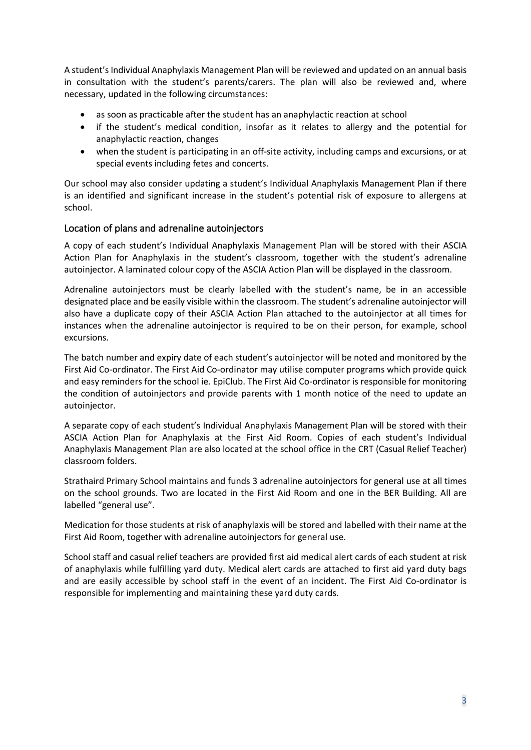A student's Individual Anaphylaxis Management Plan will be reviewed and updated on an annual basis in consultation with the student's parents/carers. The plan will also be reviewed and, where necessary, updated in the following circumstances:

- as soon as practicable after the student has an anaphylactic reaction at school
- if the student's medical condition, insofar as it relates to allergy and the potential for anaphylactic reaction, changes
- when the student is participating in an off-site activity, including camps and excursions, or at special events including fetes and concerts.

Our school may also consider updating a student's Individual Anaphylaxis Management Plan if there is an identified and significant increase in the student's potential risk of exposure to allergens at school.

## Location of plans and adrenaline autoinjectors

A copy of each student's Individual Anaphylaxis Management Plan will be stored with their ASCIA Action Plan for Anaphylaxis in the student's classroom, together with the student's adrenaline autoinjector. A laminated colour copy of the ASCIA Action Plan will be displayed in the classroom.

Adrenaline autoinjectors must be clearly labelled with the student's name, be in an accessible designated place and be easily visible within the classroom. The student's adrenaline autoinjector will also have a duplicate copy of their ASCIA Action Plan attached to the autoinjector at all times for instances when the adrenaline autoinjector is required to be on their person, for example, school excursions.

The batch number and expiry date of each student's autoinjector will be noted and monitored by the First Aid Co-ordinator. The First Aid Co-ordinator may utilise computer programs which provide quick and easy reminders for the school ie. EpiClub. The First Aid Co-ordinator is responsible for monitoring the condition of autoinjectors and provide parents with 1 month notice of the need to update an autoinjector.

A separate copy of each student's Individual Anaphylaxis Management Plan will be stored with their ASCIA Action Plan for Anaphylaxis at the First Aid Room. Copies of each student's Individual Anaphylaxis Management Plan are also located at the school office in the CRT (Casual Relief Teacher) classroom folders.

Strathaird Primary School maintains and funds 3 adrenaline autoinjectors for general use at all times on the school grounds. Two are located in the First Aid Room and one in the BER Building. All are labelled "general use".

Medication for those students at risk of anaphylaxis will be stored and labelled with their name at the First Aid Room, together with adrenaline autoinjectors for general use.

School staff and casual relief teachers are provided first aid medical alert cards of each student at risk of anaphylaxis while fulfilling yard duty. Medical alert cards are attached to first aid yard duty bags and are easily accessible by school staff in the event of an incident. The First Aid Co-ordinator is responsible for implementing and maintaining these yard duty cards.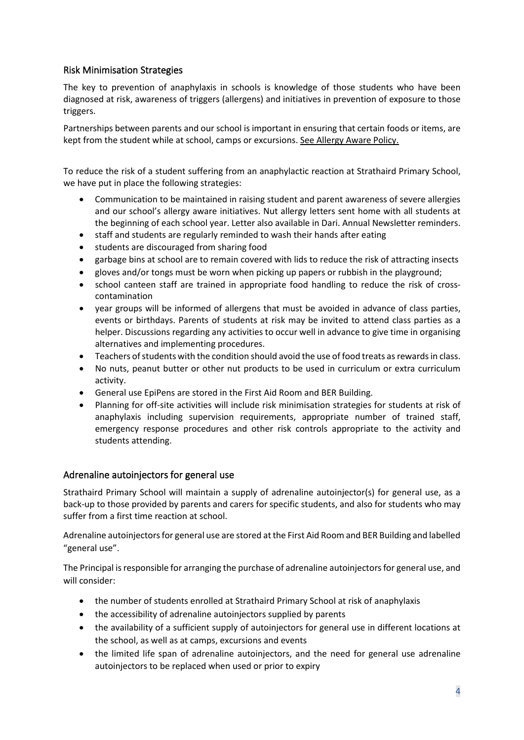## Risk Minimisation Strategies

The key to prevention of anaphylaxis in schools is knowledge of those students who have been diagnosed at risk, awareness of triggers (allergens) and initiatives in prevention of exposure to those triggers.

Partnerships between parents and our school is important in ensuring that certain foods or items, are kept from the student while at school, camps or excursions. See Allergy Aware Policy.

To reduce the risk of a student suffering from an anaphylactic reaction at Strathaird Primary School, we have put in place the following strategies:

- Communication to be maintained in raising student and parent awareness of severe allergies and our school's allergy aware initiatives. Nut allergy letters sent home with all students at the beginning of each school year. Letter also available in Dari. Annual Newsletter reminders.
- staff and students are regularly reminded to wash their hands after eating
- students are discouraged from sharing food
- garbage bins at school are to remain covered with lids to reduce the risk of attracting insects
- gloves and/or tongs must be worn when picking up papers or rubbish in the playground;
- school canteen staff are trained in appropriate food handling to reduce the risk of cross-contamination
- year groups will be informed of allergens that must be avoided in advance of class parties, events or birthdays. Parents of students at risk may be invited to attend class parties as a helper. Discussions regarding any activities to occur well in advance to give time in organising alternatives and implementing procedures.
- Teachers of students with the condition should avoid the use of food treats as rewards in class.
- No nuts, peanut butter or other nut products to be used in curriculum or extra curriculum activity.
- General use EpiPens are stored in the First Aid Room and BER Building.
- Planning for off-site activities will include risk minimisation strategies for students at risk of anaphylaxis including supervision requirements, appropriate number of trained staff, emergency response procedures and other risk controls appropriate to the activity and students attending.

## Adrenaline autoinjectors for general use

Strathaird Primary School will maintain a supply of adrenaline autoinjector(s) for general use, as a back-up to those provided by parents and carers for specific students, and also for students who may suffer from a first time reaction at school.

Adrenaline autoinjectors for general use are stored at the First Aid Room and BER Building and labelled "general use".

The Principal is responsible for arranging the purchase of adrenaline autoinjectors for general use, and will consider:

- the number of students enrolled at Strathaird Primary School at risk of anaphylaxis
- the accessibility of adrenaline autoinjectors supplied by parents
- the availability of a sufficient supply of autoinjectors for general use in different locations at the school, as well as at camps, excursions and events
- the limited life span of adrenaline autoinjectors, and the need for general use adrenaline autoinjectors to be replaced when used or prior to expiry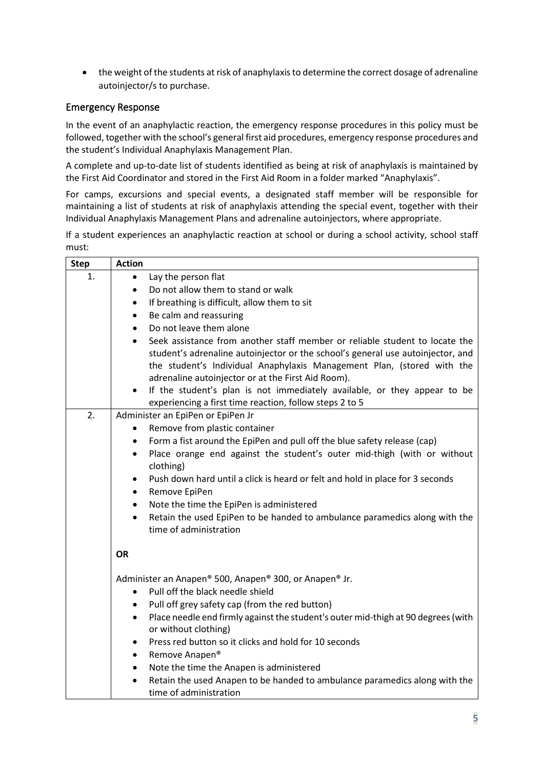- the weight of the students at risk of anaphylaxis to determine the correct dosage of adrenaline autoinjector/s to purchase.

## Emergency Response

In the event of an anaphylactic reaction, the emergency response procedures in this policy must be followed, together with the school's general first aid procedures, emergency response procedures and the student's Individual Anaphylaxis Management Plan.

A complete and up-to-date list of students identified as being at risk of anaphylaxis is maintained by the First Aid Coordinator and stored in the First Aid Room in a folder marked "Anaphylaxis".

For camps, excursions and special events, a designated staff member will be responsible for maintaining a list of students at risk of anaphylaxis attending the special event, together with their Individual Anaphylaxis Management Plans and adrenaline autoinjectors, where appropriate.

If a student experiences an anaphylactic reaction at school or during a school activity, school staff must:

| Step | Action |
|---|---|
| 1. | • Lay the person flat<br>• Do not allow them to stand or walk<br>• If breathing is difficult, allow them to sit<br>• Be calm and reassuring<br>• Do not leave them alone<br>• Seek assistance from another staff member or reliable student to locate the student's adrenaline autoinjector or the school's general use autoinjector, and the student's Individual Anaphylaxis Management Plan, (stored with the adrenaline autoinjector or at the First Aid Room).<br>• If the student's plan is not immediately available, or they appear to be experiencing a first time reaction, follow steps 2 to 5 |
| 2. | Administer an EpiPen or EpiPen Jr<br>• Remove from plastic container<br>• Form a fist around the EpiPen and pull off the blue safety release (cap)<br>• Place orange end against the student's outer mid-thigh (with or without clothing)<br>• Push down hard until a click is heard or felt and hold in place for 3 seconds<br>• Remove EpiPen<br>• Note the time the EpiPen is administered<br>• Retain the used EpiPen to be handed to ambulance paramedics along with the time of administration<br><br>**OR**<br><br>Administer an Anapen® 500, Anapen® 300, or Anapen® Jr.<br>• Pull off the black needle shield<br>• Pull off grey safety cap (from the red button)<br>• Place needle end firmly against the student's outer mid-thigh at 90 degrees (with or without clothing)<br>• Press red button so it clicks and hold for 10 seconds<br>• Remove Anapen®<br>• Note the time the Anapen is administered<br>• Retain the used Anapen to be handed to ambulance paramedics along with the time of administration |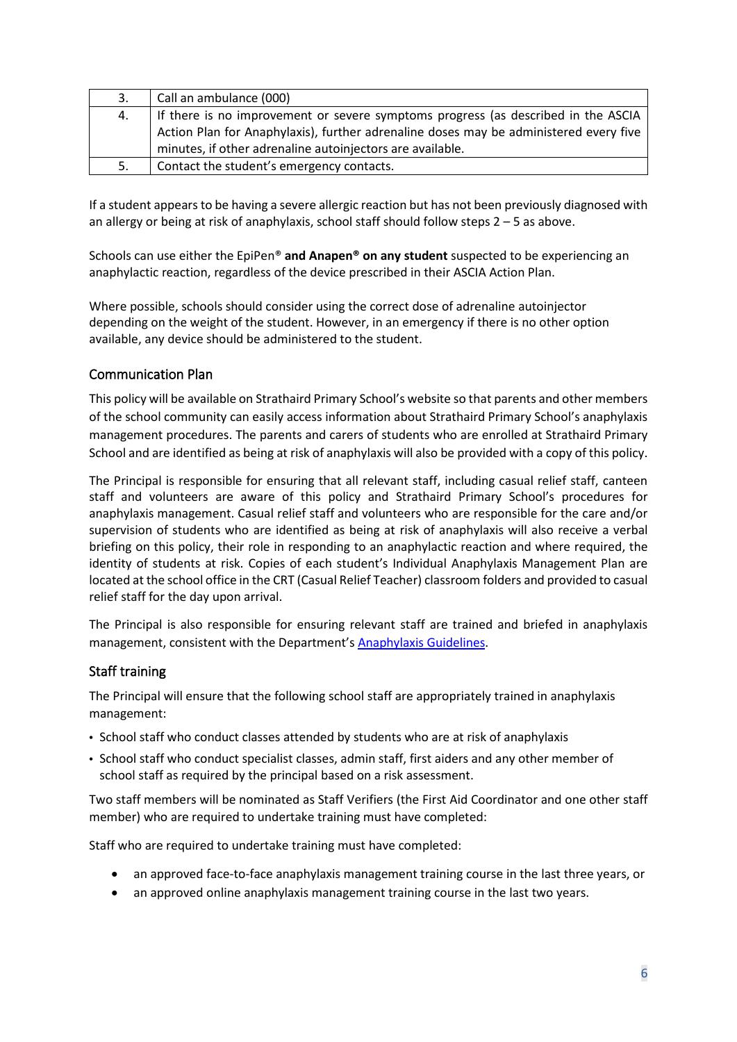| | |
|---|---|
| 3. | Call an ambulance (000) |
| 4. | If there is no improvement or severe symptoms progress (as described in the ASCIA Action Plan for Anaphylaxis), further adrenaline doses may be administered every five minutes, if other adrenaline autoinjectors are available. |
| 5. | Contact the student's emergency contacts. |

If a student appears to be having a severe allergic reaction but has not been previously diagnosed with an allergy or being at risk of anaphylaxis, school staff should follow steps 2 – 5 as above.

Schools can use either the EpiPen® **and Anapen® on any student** suspected to be experiencing an anaphylactic reaction, regardless of the device prescribed in their ASCIA Action Plan.

Where possible, schools should consider using the correct dose of adrenaline autoinjector depending on the weight of the student. However, in an emergency if there is no other option available, any device should be administered to the student.

## Communication Plan

This policy will be available on Strathaird Primary School's website so that parents and other members of the school community can easily access information about Strathaird Primary School's anaphylaxis management procedures. The parents and carers of students who are enrolled at Strathaird Primary School and are identified as being at risk of anaphylaxis will also be provided with a copy of this policy.

The Principal is responsible for ensuring that all relevant staff, including casual relief staff, canteen staff and volunteers are aware of this policy and Strathaird Primary School's procedures for anaphylaxis management. Casual relief staff and volunteers who are responsible for the care and/or supervision of students who are identified as being at risk of anaphylaxis will also receive a verbal briefing on this policy, their role in responding to an anaphylactic reaction and where required, the identity of students at risk. Copies of each student's Individual Anaphylaxis Management Plan are located at the school office in the CRT (Casual Relief Teacher) classroom folders and provided to casual relief staff for the day upon arrival.

The Principal is also responsible for ensuring relevant staff are trained and briefed in anaphylaxis management, consistent with the Department's Anaphylaxis Guidelines.

## Staff training

The Principal will ensure that the following school staff are appropriately trained in anaphylaxis management:

- School staff who conduct classes attended by students who are at risk of anaphylaxis
- School staff who conduct specialist classes, admin staff, first aiders and any other member of school staff as required by the principal based on a risk assessment.

Two staff members will be nominated as Staff Verifiers (the First Aid Coordinator and one other staff member) who are required to undertake training must have completed:

Staff who are required to undertake training must have completed:

- an approved face-to-face anaphylaxis management training course in the last three years, or
- an approved online anaphylaxis management training course in the last two years.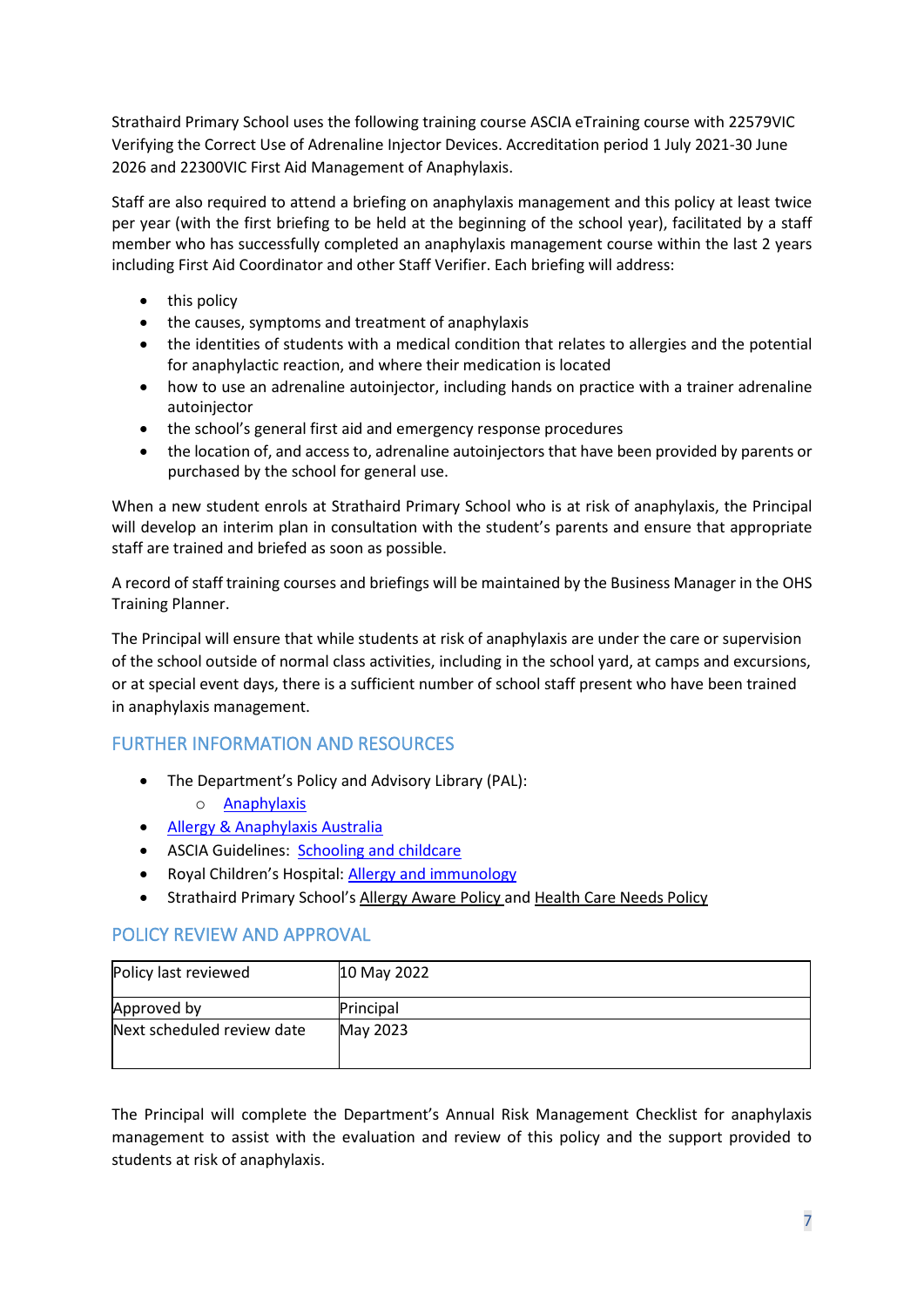Strathaird Primary School uses the following training course ASCIA eTraining course with 22579VIC Verifying the Correct Use of Adrenaline Injector Devices. Accreditation period 1 July 2021-30 June 2026 and 22300VIC First Aid Management of Anaphylaxis.

Staff are also required to attend a briefing on anaphylaxis management and this policy at least twice per year (with the first briefing to be held at the beginning of the school year), facilitated by a staff member who has successfully completed an anaphylaxis management course within the last 2 years including First Aid Coordinator and other Staff Verifier. Each briefing will address:

- this policy
- the causes, symptoms and treatment of anaphylaxis
- the identities of students with a medical condition that relates to allergies and the potential for anaphylactic reaction, and where their medication is located
- how to use an adrenaline autoinjector, including hands on practice with a trainer adrenaline autoinjector
- the school's general first aid and emergency response procedures
- the location of, and access to, adrenaline autoinjectors that have been provided by parents or purchased by the school for general use.

When a new student enrols at Strathaird Primary School who is at risk of anaphylaxis, the Principal will develop an interim plan in consultation with the student's parents and ensure that appropriate staff are trained and briefed as soon as possible.

A record of staff training courses and briefings will be maintained by the Business Manager in the OHS Training Planner.

The Principal will ensure that while students at risk of anaphylaxis are under the care or supervision of the school outside of normal class activities, including in the school yard, at camps and excursions, or at special event days, there is a sufficient number of school staff present who have been trained in anaphylaxis management.

## FURTHER INFORMATION AND RESOURCES

- The Department's Policy and Advisory Library (PAL):
  - Anaphylaxis
- Allergy & Anaphylaxis Australia
- ASCIA Guidelines: Schooling and childcare
- Royal Children's Hospital: Allergy and immunology
- Strathaird Primary School's Allergy Aware Policy and Health Care Needs Policy

## POLICY REVIEW AND APPROVAL

| | |
|---|---|
| Policy last reviewed | 10 May 2022 |
| Approved by | Principal |
| Next scheduled review date | May 2023 |

The Principal will complete the Department's Annual Risk Management Checklist for anaphylaxis management to assist with the evaluation and review of this policy and the support provided to students at risk of anaphylaxis.